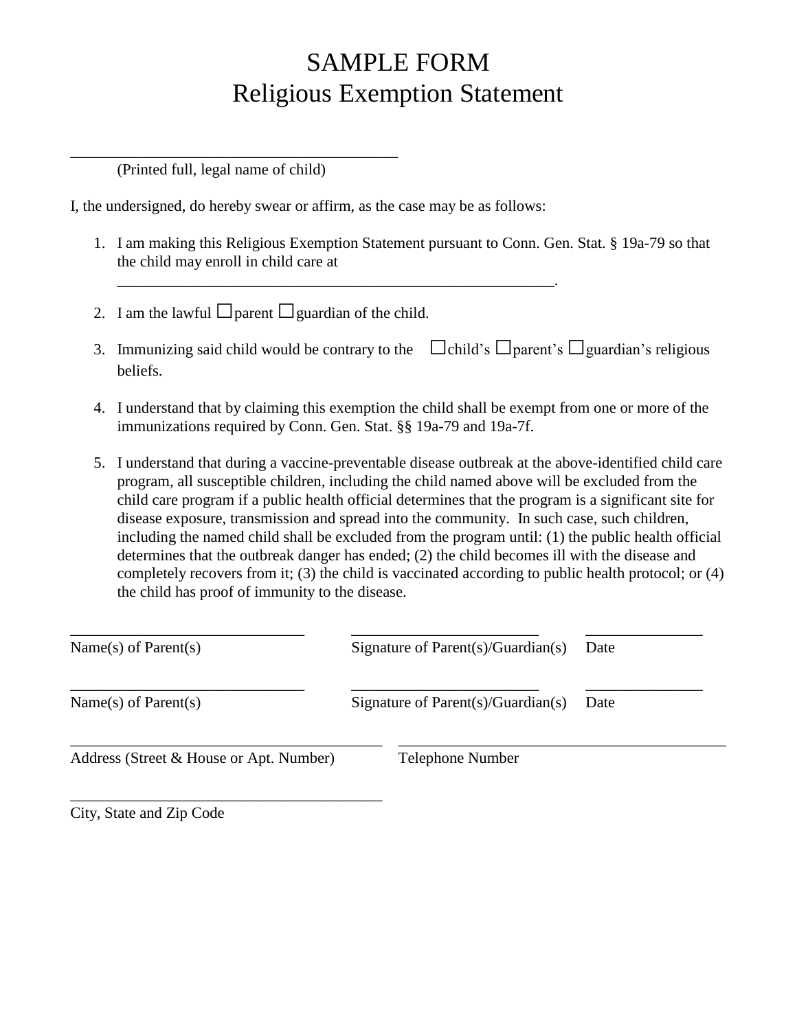# SAMPLE FORM
# Religious Exemption Statement

_________________________________________
(Printed full, legal name of child)

I, the undersigned, do hereby swear or affirm, as the case may be as follows:

1. I am making this Religious Exemption Statement pursuant to Conn. Gen. Stat. § 19a-79 so that the child may enroll in child care at _______________________________________________________.

2. I am the lawful ☐parent ☐guardian of the child.

3. Immunizing said child would be contrary to the ☐child's ☐parent's ☐guardian's religious beliefs.

4. I understand that by claiming this exemption the child shall be exempt from one or more of the immunizations required by Conn. Gen. Stat. §§ 19a-79 and 19a-7f.

5. I understand that during a vaccine-preventable disease outbreak at the above-identified child care program, all susceptible children, including the child named above will be excluded from the child care program if a public health official determines that the program is a significant site for disease exposure, transmission and spread into the community. In such case, such children, including the named child shall be excluded from the program until: (1) the public health official determines that the outbreak danger has ended; (2) the child becomes ill with the disease and completely recovers from it; (3) the child is vaccinated according to public health protocol; or (4) the child has proof of immunity to the disease.

| _____________________________ | _______________________ | ______________ |
|---|---|---|
| Name(s) of Parent(s) | Signature of Parent(s)/Guardian(s) | Date |
| _____________________________ | _______________________ | ______________ |
| Name(s) of Parent(s) | Signature of Parent(s)/Guardian(s) | Date |

| _______________________________________ | _________________________________________ |
|---|---|
| Address (Street & House or Apt. Number) | Telephone Number |

_______________________________________
City, State and Zip Code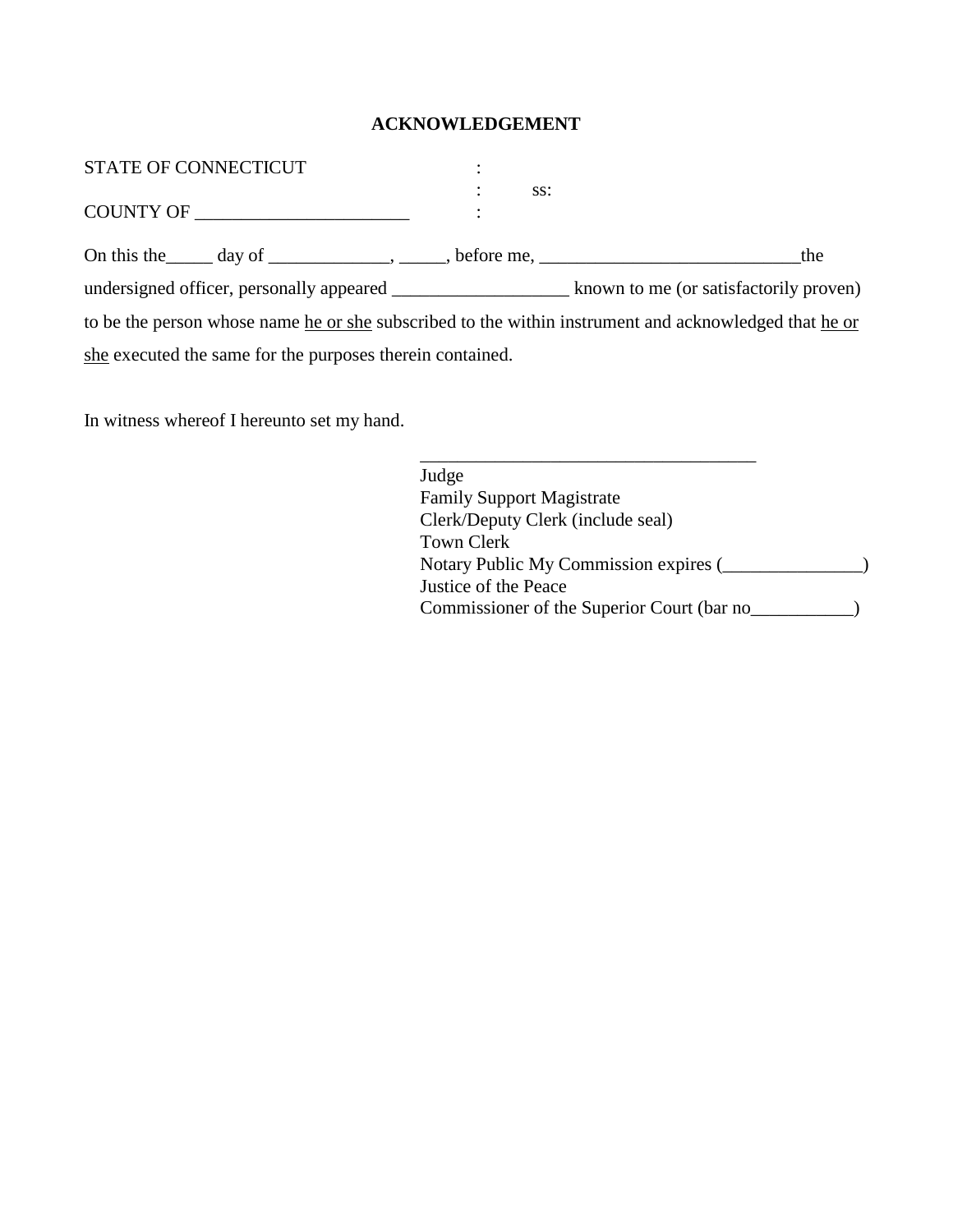# ACKNOWLEDGEMENT

STATE OF CONNECTICUT :
: ss:
COUNTY OF _______________________ :

On this the_____ day of _____________, _____, before me, ____________________________the undersigned officer, personally appeared ___________________ known to me (or satisfactorily proven) to be the person whose name he or she subscribed to the within instrument and acknowledged that he or she executed the same for the purposes therein contained.

In witness whereof I hereunto set my hand.

_____________________________________
Judge
Family Support Magistrate
Clerk/Deputy Clerk (include seal)
Town Clerk
Notary Public My Commission expires (_______________)
Justice of the Peace
Commissioner of the Superior Court (bar no___________)